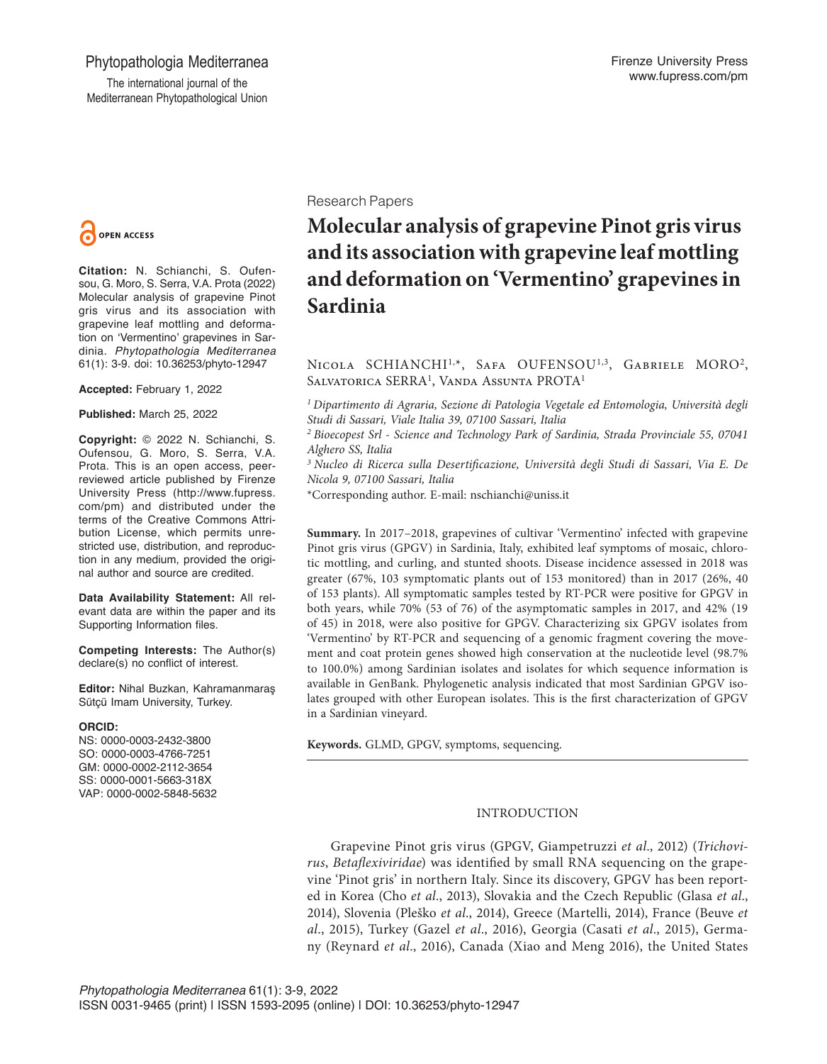Research Papers

# Molecular analysis of grapevine Pinot gris virus and its association with grapevine leaf mottling and deformation on 'Vermentino' grapevines in Sardinia

Nicola Schianchi[1,*], Safa Oufensou[1,3], Gabriele Moro[2], Salvatorica Serra[1], Vanda Assunta Prota[1]

[1] *Dipartimento di Agraria, Sezione di Patologia Vegetale ed Entomologia, Università degli Studi di Sassari, Viale Italia 39, 07100 Sassari, Italia*

[2] *Bioecopest Srl - Science and Technology Park of Sardinia, Strada Provinciale 55, 07041 Alghero SS, Italia*

[3] *Nucleo di Ricerca sulla Desertificazione, Università degli Studi di Sassari, Via E. De Nicola 9, 07100 Sassari, Italia*

*Corresponding author. E-mail: nschianchi@uniss.it

OPEN ACCESS

**Citation:** N. Schianchi, S. Oufensou, G. Moro, S. Serra, V.A. Prota (2022) Molecular analysis of grapevine Pinot gris virus and its association with grapevine leaf mottling and deformation on 'Vermentino' grapevines in Sardinia. *Phytopathologia Mediterranea* 61(1): 3-9. doi: 10.36253/phyto-12947

**Accepted:** February 1, 2022

**Published:** March 25, 2022

**Copyright:** © 2022 N. Schianchi, S. Oufensou, G. Moro, S. Serra, V.A. Prota. This is an open access, peer-reviewed article published by Firenze University Press (http://www.fupress.com/pm) and distributed under the terms of the Creative Commons Attribution License, which permits unrestricted use, distribution, and reproduction in any medium, provided the original author and source are credited.

**Data Availability Statement:** All relevant data are within the paper and its Supporting Information files.

**Competing Interests:** The Author(s) declare(s) no conflict of interest.

**Editor:** Nihal Buzkan, Kahramanmaraş Sütçü Imam University, Turkey.

**ORCID:**
NS: 0000-0003-2432-3800
SO: 0000-0003-4766-7251
GM: 0000-0002-2112-3654
SS: 0000-0001-5663-318X
VAP: 0000-0002-5848-5632

**Summary.** In 2017–2018, grapevines of cultivar 'Vermentino' infected with grapevine Pinot gris virus (GPGV) in Sardinia, Italy, exhibited leaf symptoms of mosaic, chlorotic mottling, and curling, and stunted shoots. Disease incidence assessed in 2018 was greater (67%, 103 symptomatic plants out of 153 monitored) than in 2017 (26%, 40 of 153 plants). All symptomatic samples tested by RT-PCR were positive for GPGV in both years, while 70% (53 of 76) of the asymptomatic samples in 2017, and 42% (19 of 45) in 2018, were also positive for GPGV. Characterizing six GPGV isolates from 'Vermentino' by RT-PCR and sequencing of a genomic fragment covering the movement and coat protein genes showed high conservation at the nucleotide level (98.7% to 100.0%) among Sardinian isolates and isolates for which sequence information is available in GenBank. Phylogenetic analysis indicated that most Sardinian GPGV isolates grouped with other European isolates. This is the first characterization of GPGV in a Sardinian vineyard.

**Keywords.** GLMD, GPGV, symptoms, sequencing.

## INTRODUCTION

Grapevine Pinot gris virus (GPGV, Giampetruzzi *et al*., 2012) (*Trichovirus*, *Betaflexiviridae*) was identified by small RNA sequencing on the grapevine 'Pinot gris' in northern Italy. Since its discovery, GPGV has been reported in Korea (Cho *et al*., 2013), Slovakia and the Czech Republic (Glasa *et al*., 2014), Slovenia (Pleško *et al*., 2014), Greece (Martelli, 2014), France (Beuve *et al*., 2015), Turkey (Gazel *et al*., 2016), Georgia (Casati *et al*., 2015), Germany (Reynard *et al*., 2016), Canada (Xiao and Meng 2016), the United States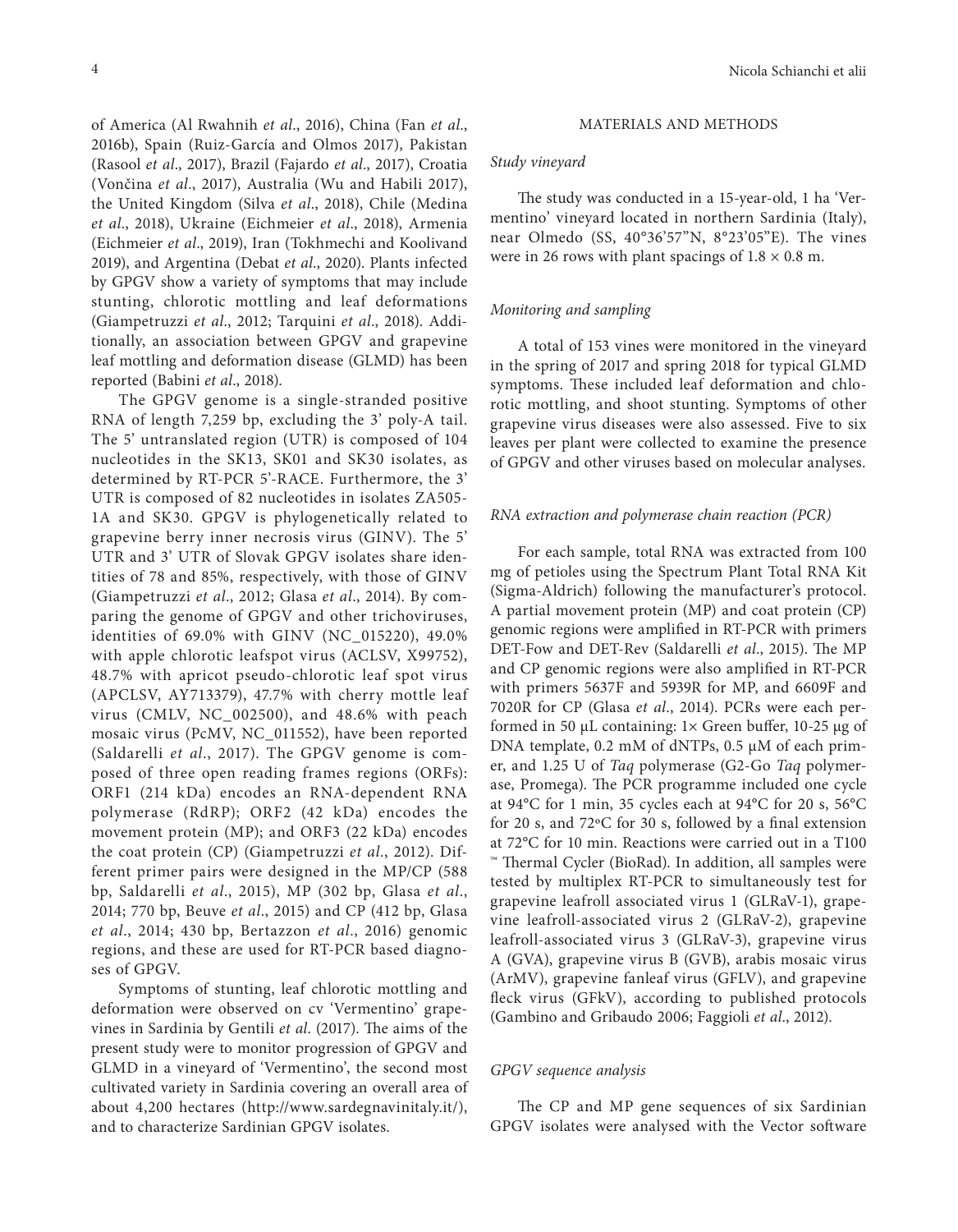of America (Al Rwahnih *et al*., 2016), China (Fan *et al*., 2016b), Spain (Ruiz-García and Olmos 2017), Pakistan (Rasool *et al*., 2017), Brazil (Fajardo *et al*., 2017), Croatia (Vončina *et al*., 2017), Australia (Wu and Habili 2017), the United Kingdom (Silva *et al*., 2018), Chile (Medina *et al*., 2018), Ukraine (Eichmeier *et al*., 2018), Armenia (Eichmeier *et al*., 2019), Iran (Tokhmechi and Koolivand 2019), and Argentina (Debat *et al*., 2020). Plants infected by GPGV show a variety of symptoms that may include stunting, chlorotic mottling and leaf deformations (Giampetruzzi *et al*., 2012; Tarquini *et al*., 2018). Additionally, an association between GPGV and grapevine leaf mottling and deformation disease (GLMD) has been reported (Babini *et al*., 2018).

The GPGV genome is a single-stranded positive RNA of length 7,259 bp, excluding the 3' poly-A tail. The 5' untranslated region (UTR) is composed of 104 nucleotides in the SK13, SK01 and SK30 isolates, as determined by RT-PCR 5'-RACE. Furthermore, the 3' UTR is composed of 82 nucleotides in isolates ZA505-1A and SK30. GPGV is phylogenetically related to grapevine berry inner necrosis virus (GINV). The 5' UTR and 3' UTR of Slovak GPGV isolates share identities of 78 and 85%, respectively, with those of GINV (Giampetruzzi *et al*., 2012; Glasa *et al*., 2014). By comparing the genome of GPGV and other trichoviruses, identities of 69.0% with GINV (NC_015220), 49.0% with apple chlorotic leafspot virus (ACLSV, X99752), 48.7% with apricot pseudo-chlorotic leaf spot virus (APCLSV, AY713379), 47.7% with cherry mottle leaf virus (CMLV, NC_002500), and 48.6% with peach mosaic virus (PcMV, NC_011552), have been reported (Saldarelli *et al*., 2017). The GPGV genome is composed of three open reading frames regions (ORFs): ORF1 (214 kDa) encodes an RNA-dependent RNA polymerase (RdRP); ORF2 (42 kDa) encodes the movement protein (MP); and ORF3 (22 kDa) encodes the coat protein (CP) (Giampetruzzi *et al*., 2012). Different primer pairs were designed in the MP/CP (588 bp, Saldarelli *et al*., 2015), MP (302 bp, Glasa *et al*., 2014; 770 bp, Beuve *et al*., 2015) and CP (412 bp, Glasa *et al*., 2014; 430 bp, Bertazzon *et al*., 2016) genomic regions, and these are used for RT-PCR based diagnoses of GPGV.

Symptoms of stunting, leaf chlorotic mottling and deformation were observed on cv 'Vermentino' grapevines in Sardinia by Gentili *et al*. (2017). The aims of the present study were to monitor progression of GPGV and GLMD in a vineyard of 'Vermentino', the second most cultivated variety in Sardinia covering an overall area of about 4,200 hectares (http://www.sardegnavinitaly.it/), and to characterize Sardinian GPGV isolates.

## MATERIALS AND METHODS

### *Study vineyard*

The study was conducted in a 15-year-old, 1 ha 'Vermentino' vineyard located in northern Sardinia (Italy), near Olmedo (SS, 40°36'57"N, 8°23'05"E). The vines were in 26 rows with plant spacings of 1.8 × 0.8 m.

### *Monitoring and sampling*

A total of 153 vines were monitored in the vineyard in the spring of 2017 and spring 2018 for typical GLMD symptoms. These included leaf deformation and chlorotic mottling, and shoot stunting. Symptoms of other grapevine virus diseases were also assessed. Five to six leaves per plant were collected to examine the presence of GPGV and other viruses based on molecular analyses.

### *RNA extraction and polymerase chain reaction (PCR)*

For each sample, total RNA was extracted from 100 mg of petioles using the Spectrum Plant Total RNA Kit (Sigma-Aldrich) following the manufacturer's protocol. A partial movement protein (MP) and coat protein (CP) genomic regions were amplified in RT-PCR with primers DET-Fow and DET-Rev (Saldarelli *et al*., 2015). The MP and CP genomic regions were also amplified in RT-PCR with primers 5637F and 5939R for MP, and 6609F and 7020R for CP (Glasa *et al*., 2014). PCRs were each performed in 50 μL containing: 1× Green buffer, 10-25 μg of DNA template, 0.2 mM of dNTPs, 0.5 μM of each primer, and 1.25 U of *Taq* polymerase (G2-Go *Taq* polymerase, Promega). The PCR programme included one cycle at 94°C for 1 min, 35 cycles each at 94°C for 20 s, 56°C for 20 s, and 72°C for 30 s, followed by a final extension at 72°C for 10 min. Reactions were carried out in a T100 ™ Thermal Cycler (BioRad). In addition, all samples were tested by multiplex RT-PCR to simultaneously test for grapevine leafroll associated virus 1 (GLRaV-1), grapevine leafroll-associated virus 2 (GLRaV-2), grapevine leafroll-associated virus 3 (GLRaV-3), grapevine virus A (GVA), grapevine virus B (GVB), arabis mosaic virus (ArMV), grapevine fanleaf virus (GFLV), and grapevine fleck virus (GFkV), according to published protocols (Gambino and Gribaudo 2006; Faggioli *et al*., 2012).

### *GPGV sequence analysis*

The CP and MP gene sequences of six Sardinian GPGV isolates were analysed with the Vector software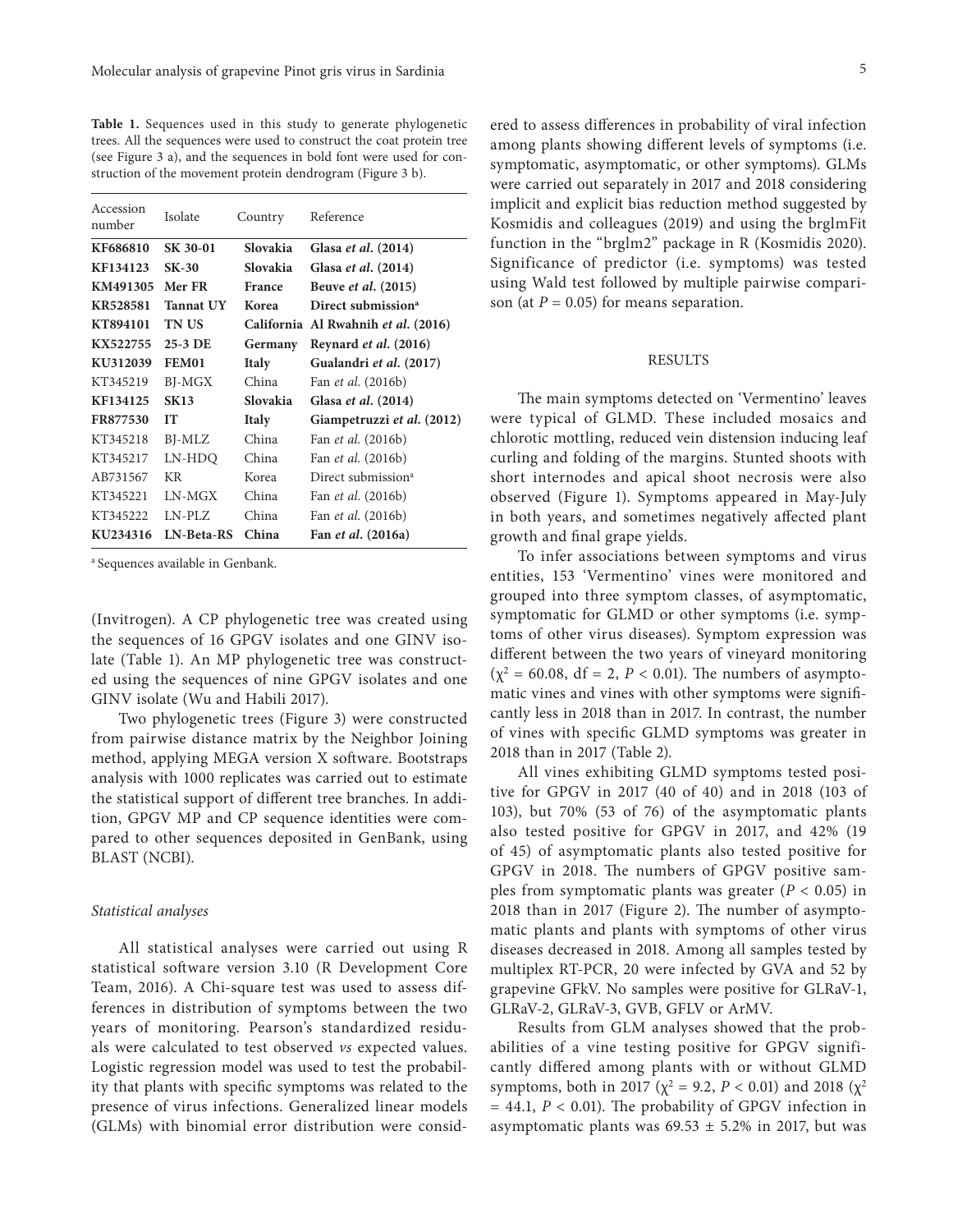**Table 1.** Sequences used in this study to generate phylogenetic trees. All the sequences were used to construct the coat protein tree (see Figure 3 a), and the sequences in bold font were used for construction of the movement protein dendrogram (Figure 3 b).

| Accession number | Isolate | Country | Reference |
|---|---|---|---|
| **KF686810** | **SK 30-01** | **Slovakia** | **Glasa *et al.* (2014)** |
| **KF134123** | **SK-30** | **Slovakia** | **Glasa *et al.* (2014)** |
| **KM491305** | **Mer FR** | **France** | **Beuve *et al.* (2015)** |
| **KR528581** | **Tannat UY** | **Korea** | **Direct submission[a]** |
| **KT894101** | **TN US** | **California** | **Al Rwahnih *et al.* (2016)** |
| **KX522755** | **25-3 DE** | **Germany** | **Reynard *et al.* (2016)** |
| **KU312039** | **FEM01** | **Italy** | **Gualandri *et al.* (2017)** |
| KT345219 | BJ-MGX | China | Fan *et al.* (2016b) |
| **KF134125** | **SK13** | **Slovakia** | **Glasa *et al.* (2014)** |
| **FR877530** | **IT** | **Italy** | **Giampetruzzi *et al.* (2012)** |
| KT345218 | BJ-MLZ | China | Fan *et al.* (2016b) |
| KT345217 | LN-HDQ | China | Fan *et al.* (2016b) |
| AB731567 | KR | Korea | Direct submission[a] |
| KT345221 | LN-MGX | China | Fan *et al.* (2016b) |
| KT345222 | LN-PLZ | China | Fan *et al.* (2016b) |
| **KU234316** | **LN-Beta-RS** | **China** | **Fan *et al.* (2016a)** |

[a] Sequences available in Genbank.

(Invitrogen). A CP phylogenetic tree was created using the sequences of 16 GPGV isolates and one GINV isolate (Table 1). An MP phylogenetic tree was constructed using the sequences of nine GPGV isolates and one GINV isolate (Wu and Habili 2017).

Two phylogenetic trees (Figure 3) were constructed from pairwise distance matrix by the Neighbor Joining method, applying MEGA version X software. Bootstraps analysis with 1000 replicates was carried out to estimate the statistical support of different tree branches. In addition, GPGV MP and CP sequence identities were compared to other sequences deposited in GenBank, using BLAST (NCBI).

### *Statistical analyses*

All statistical analyses were carried out using R statistical software version 3.10 (R Development Core Team, 2016). A Chi-square test was used to assess differences in distribution of symptoms between the two years of monitoring. Pearson's standardized residuals were calculated to test observed *vs* expected values. Logistic regression model was used to test the probability that plants with specific symptoms was related to the presence of virus infections. Generalized linear models (GLMs) with binomial error distribution were considered to assess differences in probability of viral infection among plants showing different levels of symptoms (i.e. symptomatic, asymptomatic, or other symptoms). GLMs were carried out separately in 2017 and 2018 considering implicit and explicit bias reduction method suggested by Kosmidis and colleagues (2019) and using the brglmFit function in the "brglm2" package in R (Kosmidis 2020). Significance of predictor (i.e. symptoms) was tested using Wald test followed by multiple pairwise comparison (at $P = 0.05$) for means separation.

## RESULTS

The main symptoms detected on 'Vermentino' leaves were typical of GLMD. These included mosaics and chlorotic mottling, reduced vein distension inducing leaf curling and folding of the margins. Stunted shoots with short internodes and apical shoot necrosis were also observed (Figure 1). Symptoms appeared in May-July in both years, and sometimes negatively affected plant growth and final grape yields.

To infer associations between symptoms and virus entities, 153 'Vermentino' vines were monitored and grouped into three symptom classes, of asymptomatic, symptomatic for GLMD or other symptoms (i.e. symptoms of other virus diseases). Symptom expression was different between the two years of vineyard monitoring ($\chi^2 = 60.08$, df = 2, $P < 0.01$). The numbers of asymptomatic vines and vines with other symptoms were significantly less in 2018 than in 2017. In contrast, the number of vines with specific GLMD symptoms was greater in 2018 than in 2017 (Table 2).

All vines exhibiting GLMD symptoms tested positive for GPGV in 2017 (40 of 40) and in 2018 (103 of 103), but 70% (53 of 76) of the asymptomatic plants also tested positive for GPGV in 2017, and 42% (19 of 45) of asymptomatic plants also tested positive for GPGV in 2018. The numbers of GPGV positive samples from symptomatic plants was greater ($P < 0.05$) in 2018 than in 2017 (Figure 2). The number of asymptomatic plants and plants with symptoms of other virus diseases decreased in 2018. Among all samples tested by multiplex RT-PCR, 20 were infected by GVA and 52 by grapevine GFkV. No samples were positive for GLRaV-1, GLRaV-2, GLRaV-3, GVB, GFLV or ArMV.

Results from GLM analyses showed that the probabilities of a vine testing positive for GPGV significantly differed among plants with or without GLMD symptoms, both in 2017 ($\chi^2 = 9.2$, $P < 0.01$) and 2018 ($\chi^2 = 44.1$, $P < 0.01$). The probability of GPGV infection in asymptomatic plants was $69.53 \pm 5.2\%$ in 2017, but was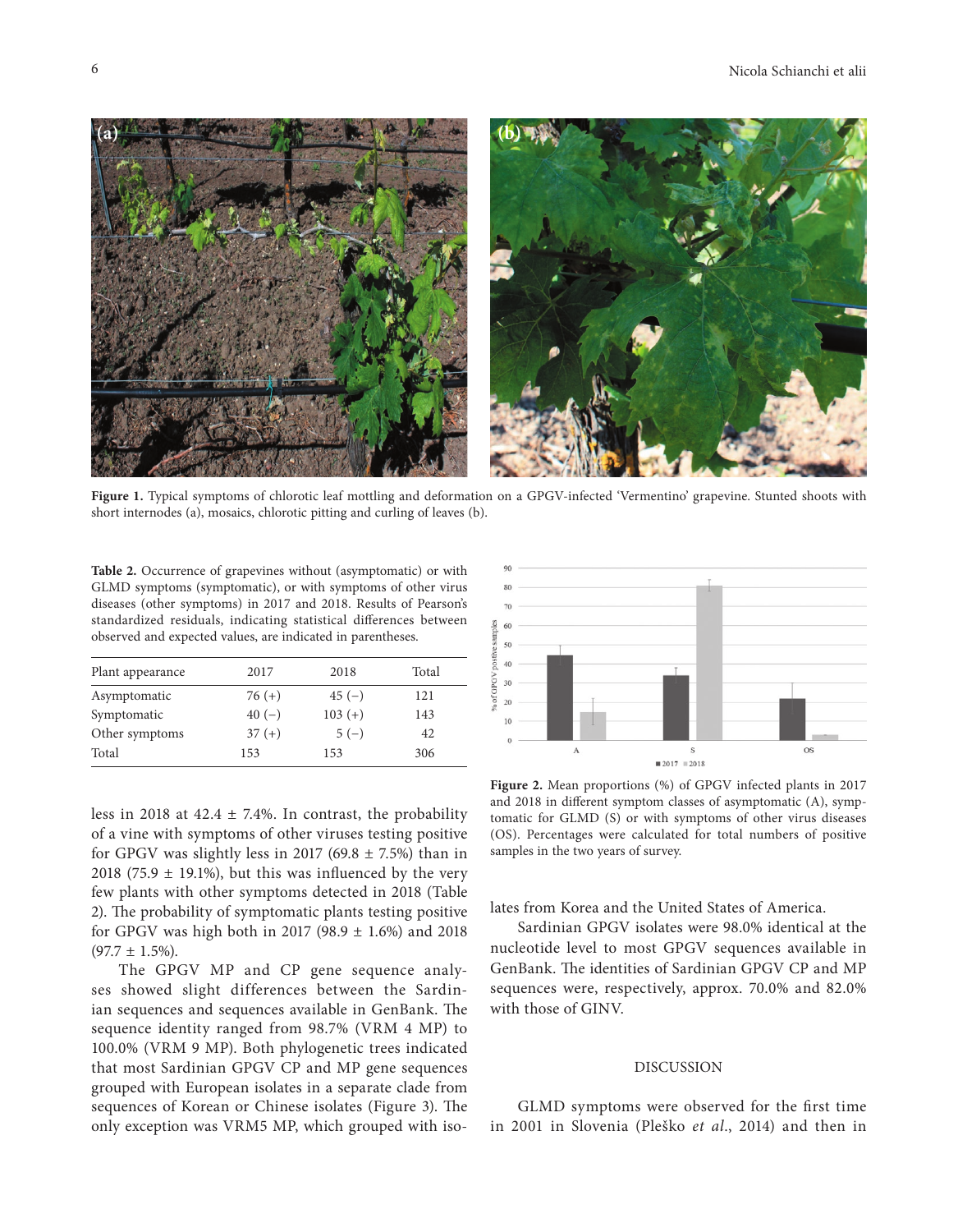Figure 1. Typical symptoms of chlorotic leaf mottling and deformation on a GPGV-infected 'Vermentino' grapevine. Stunted shoots with short internodes (a), mosaics, chlorotic pitting and curling of leaves (b).

**Table 2.** Occurrence of grapevines without (asymptomatic) or with GLMD symptoms (symptomatic), or with symptoms of other virus diseases (other symptoms) in 2017 and 2018. Results of Pearson's standardized residuals, indicating statistical differences between observed and expected values, are indicated in parentheses.

| Plant appearance | 2017 | 2018 | Total |
|---|---|---|---|
| Asymptomatic | 76 (+) | 45 (−) | 121 |
| Symptomatic | 40 (−) | 103 (+) | 143 |
| Other symptoms | 37 (+) | 5 (−) | 42 |
| Total | 153 | 153 | 306 |

less in 2018 at 42.4 ± 7.4%. In contrast, the probability of a vine with symptoms of other viruses testing positive for GPGV was slightly less in 2017 (69.8 ± 7.5%) than in 2018 (75.9 ± 19.1%), but this was influenced by the very few plants with other symptoms detected in 2018 (Table 2). The probability of symptomatic plants testing positive for GPGV was high both in 2017 (98.9 ± 1.6%) and 2018 (97.7 ± 1.5%).

The GPGV MP and CP gene sequence analyses showed slight differences between the Sardinian sequences and sequences available in GenBank. The sequence identity ranged from 98.7% (VRM 4 MP) to 100.0% (VRM 9 MP). Both phylogenetic trees indicated that most Sardinian GPGV CP and MP gene sequences grouped with European isolates in a separate clade from sequences of Korean or Chinese isolates (Figure 3). The only exception was VRM5 MP, which grouped with isolates from Korea and the United States of America.

Figure 2. Mean proportions (%) of GPGV infected plants in 2017 and 2018 in different symptom classes of asymptomatic (A), symptomatic for GLMD (S) or with symptoms of other virus diseases (OS). Percentages were calculated for total numbers of positive samples in the two years of survey.

Sardinian GPGV isolates were 98.0% identical at the nucleotide level to most GPGV sequences available in GenBank. The identities of Sardinian GPGV CP and MP sequences were, respectively, approx. 70.0% and 82.0% with those of GINV.

## DISCUSSION

GLMD symptoms were observed for the first time in 2001 in Slovenia (Pleško *et al.*, 2014) and then in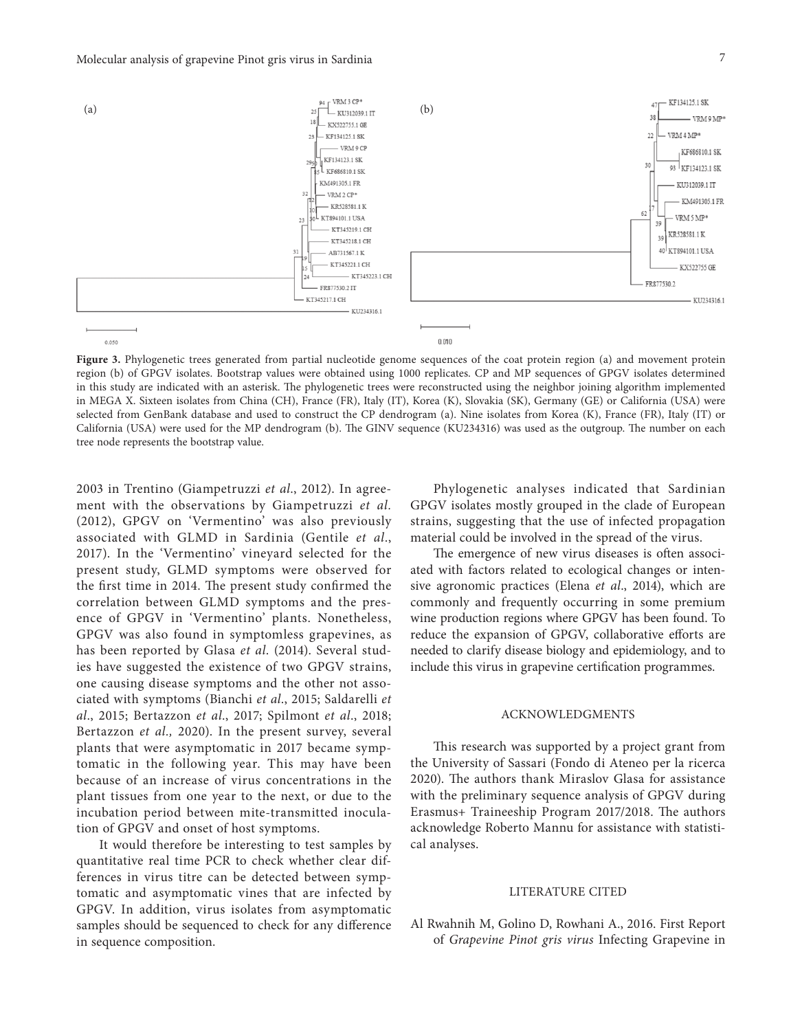**Figure 3.** Phylogenetic trees generated from partial nucleotide genome sequences of the coat protein region (a) and movement protein region (b) of GPGV isolates. Bootstrap values were obtained using 1000 replicates. CP and MP sequences of GPGV isolates determined in this study are indicated with an asterisk. The phylogenetic trees were reconstructed using the neighbor joining algorithm implemented in MEGA X. Sixteen isolates from China (CH), France (FR), Italy (IT), Korea (K), Slovakia (SK), Germany (GE) or California (USA) were selected from GenBank database and used to construct the CP dendrogram (a). Nine isolates from Korea (K), France (FR), Italy (IT) or California (USA) were used for the MP dendrogram (b). The GINV sequence (KU234316) was used as the outgroup. The number on each tree node represents the bootstrap value.

2003 in Trentino (Giampetruzzi *et al*., 2012). In agreement with the observations by Giampetruzzi *et al.* (2012), GPGV on 'Vermentino' was also previously associated with GLMD in Sardinia (Gentile *et al*., 2017). In the 'Vermentino' vineyard selected for the present study, GLMD symptoms were observed for the first time in 2014. The present study confirmed the correlation between GLMD symptoms and the presence of GPGV in 'Vermentino' plants. Nonetheless, GPGV was also found in symptomless grapevines, as has been reported by Glasa *et al*. (2014). Several studies have suggested the existence of two GPGV strains, one causing disease symptoms and the other not associated with symptoms (Bianchi *et al*., 2015; Saldarelli *et al*., 2015; Bertazzon *et al*., 2017; Spilmont *et al*., 2018; Bertazzon *et al.,* 2020). In the present survey, several plants that were asymptomatic in 2017 became symptomatic in the following year. This may have been because of an increase of virus concentrations in the plant tissues from one year to the next, or due to the incubation period between mite-transmitted inoculation of GPGV and onset of host symptoms.

It would therefore be interesting to test samples by quantitative real time PCR to check whether clear differences in virus titre can be detected between symptomatic and asymptomatic vines that are infected by GPGV. In addition, virus isolates from asymptomatic samples should be sequenced to check for any difference in sequence composition.

Phylogenetic analyses indicated that Sardinian GPGV isolates mostly grouped in the clade of European strains, suggesting that the use of infected propagation material could be involved in the spread of the virus.

The emergence of new virus diseases is often associated with factors related to ecological changes or intensive agronomic practices (Elena *et al*., 2014), which are commonly and frequently occurring in some premium wine production regions where GPGV has been found. To reduce the expansion of GPGV, collaborative efforts are needed to clarify disease biology and epidemiology, and to include this virus in grapevine certification programmes.

## ACKNOWLEDGMENTS

This research was supported by a project grant from the University of Sassari (Fondo di Ateneo per la ricerca 2020). The authors thank Miraslov Glasa for assistance with the preliminary sequence analysis of GPGV during Erasmus+ Traineeship Program 2017/2018. The authors acknowledge Roberto Mannu for assistance with statistical analyses.

## LITERATURE CITED

Al Rwahnih M, Golino D, Rowhani A., 2016. First Report of *Grapevine Pinot gris virus* Infecting Grapevine in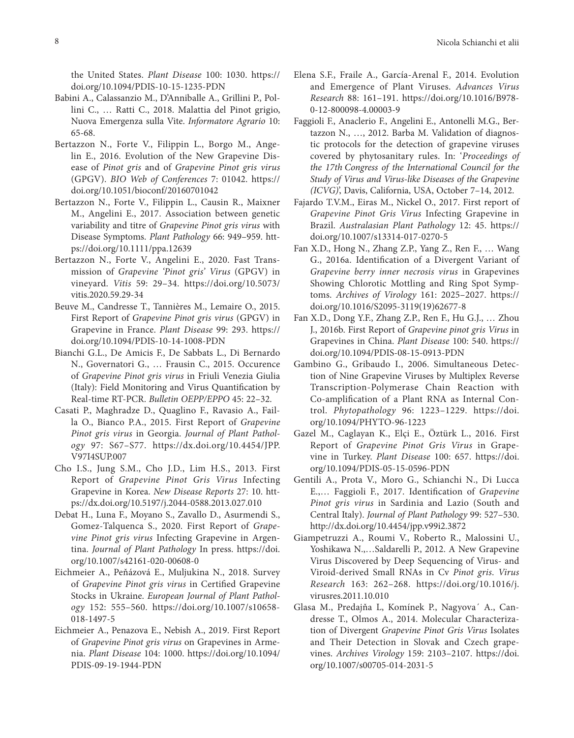the United States. *Plant Disease* 100: 1030. https://doi.org/10.1094/PDIS-10-15-1235-PDN

Babini A., Calassanzio M., D'Anniballe A., Grillini P., Pollini C., … Ratti C., 2018. Malattia del Pinot grigio, Nuova Emergenza sulla Vite. *Informatore Agrario* 10: 65-68.

Bertazzon N., Forte V., Filippin L., Borgo M., Angelin E., 2016. Evolution of the New Grapevine Disease of *Pinot gris* and of *Grapevine Pinot gris virus* (GPGV). *BIO Web of Conferences* 7: 01042. https://doi.org/10.1051/bioconf/20160701042

Bertazzon N., Forte V., Filippin L., Causin R., Maixner M., Angelini E., 2017. Association between genetic variability and titre of *Grapevine Pinot gris virus* with Disease Symptoms. *Plant Pathology* 66: 949–959. https://doi.org/10.1111/ppa.12639

Bertazzon N., Forte V., Angelini E., 2020. Fast Transmission of *Grapevine 'Pinot gris' Virus* (GPGV) in vineyard. *Vitis* 59: 29–34. https://doi.org/10.5073/vitis.2020.59.29-34

Beuve M., Candresse T., Tannières M., Lemaire O., 2015. First Report of *Grapevine Pinot gris virus* (GPGV) in Grapevine in France. *Plant Disease* 99: 293. https://doi.org/10.1094/PDIS-10-14-1008-PDN

Bianchi G.L., De Amicis F., De Sabbats L., Di Bernardo N., Governatori G., … Frausin C., 2015. Occurence of *Grapevine Pinot gris virus* in Friuli Venezia Giulia (Italy): Field Monitoring and Virus Quantification by Real-time RT-PCR. *Bulletin OEPP/EPPO* 45: 22–32.

Casati P., Maghradze D., Quaglino F., Ravasio A., Failla O., Bianco P.A., 2015. First Report of *Grapevine Pinot gris virus* in Georgia. *Journal of Plant Pathology* 97: S67–S77. https://dx.doi.org/10.4454/JPP.V97I4SUP.007

Cho I.S., Jung S.M., Cho J.D., Lim H.S., 2013. First Report of *Grapevine Pinot Gris Virus* Infecting Grapevine in Korea. *New Disease Reports* 27: 10. https://dx.doi.org/10.5197/j.2044-0588.2013.027.010

Debat H., Luna F., Moyano S., Zavallo D., Asurmendi S., Gomez-Talquenca S., 2020. First Report of *Grapevine Pinot gris virus* Infecting Grapevine in Argentina. *Journal of Plant Pathology* In press. https://doi.org/10.1007/s42161-020-00608-0

Eichmeier A., Peňázová E., Muljukina N., 2018. Survey of *Grapevine Pinot gris virus* in Certified Grapevine Stocks in Ukraine. *European Journal of Plant Pathology* 152: 555–560. https://doi.org/10.1007/s10658-018-1497-5

Eichmeier A., Penazova E., Nebish A., 2019. First Report of *Grapevine Pinot gris virus* on Grapevines in Armenia. *Plant Disease* 104: 1000. https://doi.org/10.1094/PDIS-09-19-1944-PDN

Elena S.F., Fraile A., García-Arenal F., 2014. Evolution and Emergence of Plant Viruses. *Advances Virus Research* 88: 161–191. https://doi.org/10.1016/B978-0-12-800098-4.00003-9

Faggioli F., Anaclerio F., Angelini E., Antonelli M.G., Bertazzon N., …, 2012. Barba M. Validation of diagnostic protocols for the detection of grapevine viruses covered by phytosanitary rules. In: '*Proceedings of the 17th Congress of the International Council for the Study of Virus and Virus-like Diseases of the Grapevine (ICVG)*', Davis, California, USA, October 7–14, 2012.

Fajardo T.V.M., Eiras M., Nickel O., 2017. First report of *Grapevine Pinot Gris Virus* Infecting Grapevine in Brazil. *Australasian Plant Pathology* 12: 45. https://doi.org/10.1007/s13314-017-0270-5

Fan X.D., Hong N., Zhang Z.P., Yang Z., Ren F., … Wang G., 2016a. Identification of a Divergent Variant of *Grapevine berry inner necrosis virus* in Grapevines Showing Chlorotic Mottling and Ring Spot Symptoms. *Archives of Virology* 161: 2025–2027. https://doi.org/10.1016/S2095-3119(19)62677-8

Fan X.D., Dong Y.F., Zhang Z.P., Ren F., Hu G.J., … Zhou J., 2016b. First Report of *Grapevine pinot gris Virus* in Grapevines in China. *Plant Disease* 100: 540. https://doi.org/10.1094/PDIS-08-15-0913-PDN

Gambino G., Gribaudo I., 2006. Simultaneous Detection of Nine Grapevine Viruses by Multiplex Reverse Transcription-Polymerase Chain Reaction with Co-amplification of a Plant RNA as Internal Control. *Phytopathology* 96: 1223–1229. https://doi.org/10.1094/PHYTO-96-1223

Gazel M., Caglayan K., Elçi E., Öztürk L., 2016. First Report of *Grapevine Pinot Gris Virus* in Grapevine in Turkey. *Plant Disease* 100: 657. https://doi.org/10.1094/PDIS-05-15-0596-PDN

Gentili A., Prota V., Moro G., Schianchi N., Di Lucca E.,… Faggioli F., 2017. Identification of *Grapevine Pinot gris virus* in Sardinia and Lazio (South and Central Italy). *Journal of Plant Pathology* 99: 527–530. http://dx.doi.org/10.4454/jpp.v99i2.3872

Giampetruzzi A., Roumi V., Roberto R., Malossini U., Yoshikawa N.,…Saldarelli P., 2012. A New Grapevine Virus Discovered by Deep Sequencing of Virus- and Viroid-derived Small RNAs in Cv *Pinot gris*. *Virus Research* 163: 262–268. https://doi.org/10.1016/j.virusres.2011.10.010

Glasa M., Predajňa L, Komínek P., Nagyova´ A., Candresse T., Olmos A., 2014. Molecular Characterization of Divergent *Grapevine Pinot Gris Virus* Isolates and Their Detection in Slovak and Czech grapevines. *Archives Virology* 159: 2103–2107. https://doi.org/10.1007/s00705-014-2031-5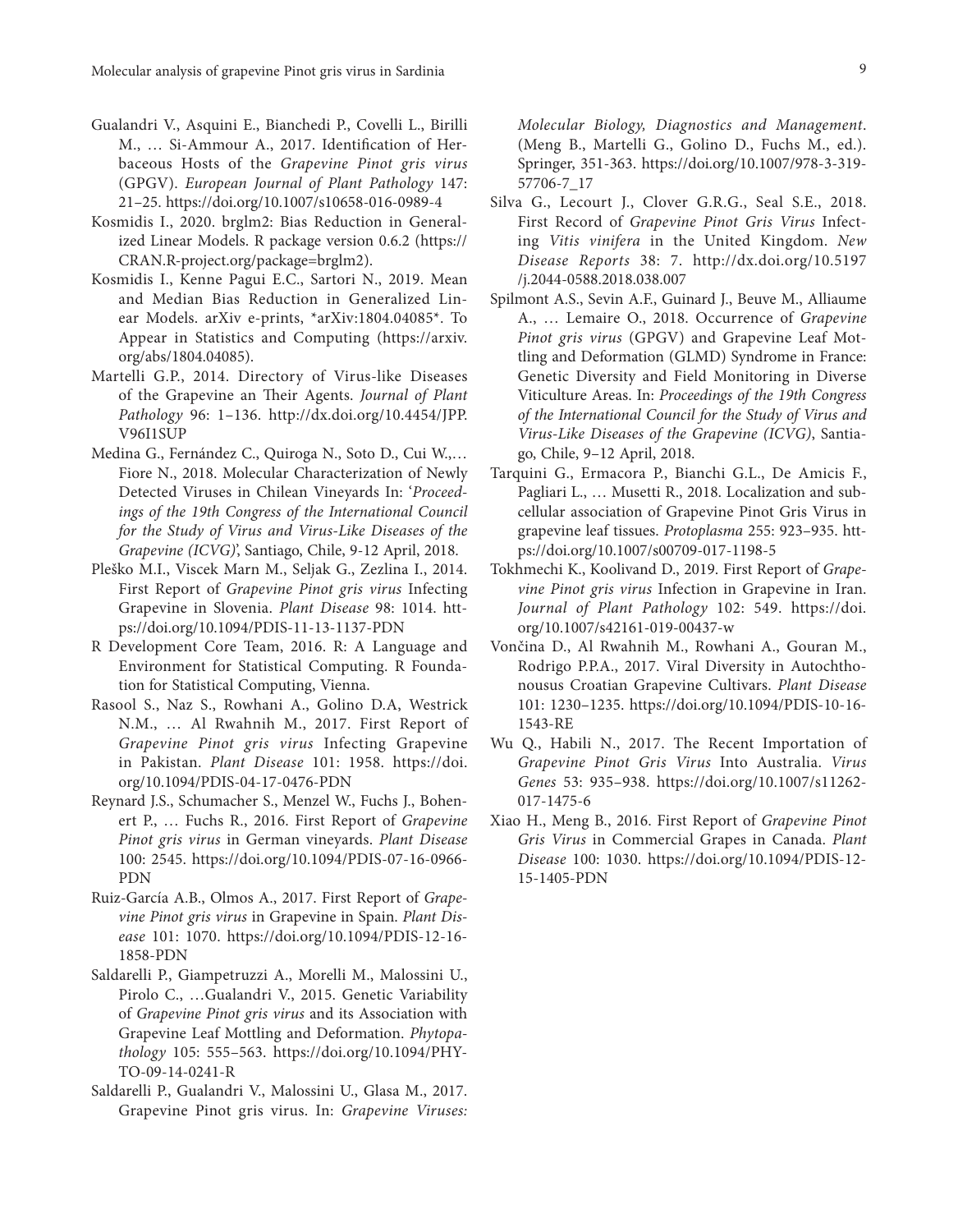Gualandri V., Asquini E., Bianchedi P., Covelli L., Birilli M., … Si-Ammour A., 2017. Identification of Herbaceous Hosts of the *Grapevine Pinot gris virus* (GPGV). *European Journal of Plant Pathology* 147: 21–25. https://doi.org/10.1007/s10658-016-0989-4

Kosmidis I., 2020. brglm2: Bias Reduction in Generalized Linear Models. R package version 0.6.2 (https://CRAN.R-project.org/package=brglm2).

Kosmidis I., Kenne Pagui E.C., Sartori N., 2019. Mean and Median Bias Reduction in Generalized Linear Models. arXiv e-prints, *arXiv:1804.04085*. To Appear in Statistics and Computing (https://arxiv.org/abs/1804.04085).

Martelli G.P., 2014. Directory of Virus-like Diseases of the Grapevine an Their Agents. *Journal of Plant Pathology* 96: 1–136. http://dx.doi.org/10.4454/JPP.V96I1SUP

Medina G., Fernández C., Quiroga N., Soto D., Cui W.,… Fiore N., 2018. Molecular Characterization of Newly Detected Viruses in Chilean Vineyards In: '*Proceedings of the 19th Congress of the International Council for the Study of Virus and Virus-Like Diseases of the Grapevine (ICVG)*', Santiago, Chile, 9-12 April, 2018.

Pleško M.I., Viscek Marn M., Seljak G., Zezlina I., 2014. First Report of *Grapevine Pinot gris virus* Infecting Grapevine in Slovenia. *Plant Disease* 98: 1014. https://doi.org/10.1094/PDIS-11-13-1137-PDN

R Development Core Team, 2016. R: A Language and Environment for Statistical Computing. R Foundation for Statistical Computing, Vienna.

Rasool S., Naz S., Rowhani A., Golino D.A, Westrick N.M., … Al Rwahnih M., 2017. First Report of *Grapevine Pinot gris virus* Infecting Grapevine in Pakistan. *Plant Disease* 101: 1958. https://doi.org/10.1094/PDIS-04-17-0476-PDN

Reynard J.S., Schumacher S., Menzel W., Fuchs J., Bohenert P., … Fuchs R., 2016. First Report of *Grapevine Pinot gris virus* in German vineyards. *Plant Disease* 100: 2545. https://doi.org/10.1094/PDIS-07-16-0966-PDN

Ruiz-García A.B., Olmos A., 2017. First Report of *Grapevine Pinot gris virus* in Grapevine in Spain. *Plant Disease* 101: 1070. https://doi.org/10.1094/PDIS-12-16-1858-PDN

Saldarelli P., Giampetruzzi A., Morelli M., Malossini U., Pirolo C., …Gualandri V., 2015. Genetic Variability of *Grapevine Pinot gris virus* and its Association with Grapevine Leaf Mottling and Deformation. *Phytopathology* 105: 555–563. https://doi.org/10.1094/PHYTO-09-14-0241-R

Saldarelli P., Gualandri V., Malossini U., Glasa M., 2017. Grapevine Pinot gris virus. In: *Grapevine Viruses: Molecular Biology, Diagnostics and Management*. (Meng B., Martelli G., Golino D., Fuchs M., ed.). Springer, 351-363. https://doi.org/10.1007/978-3-319-57706-7_17

Silva G., Lecourt J., Clover G.R.G., Seal S.E., 2018. First Record of *Grapevine Pinot Gris Virus* Infecting *Vitis vinifera* in the United Kingdom. *New Disease Reports* 38: 7. http://dx.doi.org/10.5197/j.2044-0588.2018.038.007

Spilmont A.S., Sevin A.F., Guinard J., Beuve M., Alliaume A., … Lemaire O., 2018. Occurrence of *Grapevine Pinot gris virus* (GPGV) and Grapevine Leaf Mottling and Deformation (GLMD) Syndrome in France: Genetic Diversity and Field Monitoring in Diverse Viticulture Areas. In: *Proceedings of the 19th Congress of the International Council for the Study of Virus and Virus-Like Diseases of the Grapevine (ICVG)*, Santiago, Chile, 9–12 April, 2018.

Tarquini G., Ermacora P., Bianchi G.L., De Amicis F., Pagliari L., … Musetti R., 2018. Localization and subcellular association of Grapevine Pinot Gris Virus in grapevine leaf tissues. *Protoplasma* 255: 923–935. https://doi.org/10.1007/s00709-017-1198-5

Tokhmechi K., Koolivand D., 2019. First Report of *Grapevine Pinot gris virus* Infection in Grapevine in Iran. *Journal of Plant Pathology* 102: 549. https://doi.org/10.1007/s42161-019-00437-w

Vončina D., Al Rwahnih M., Rowhani A., Gouran M., Rodrigo P.P.A., 2017. Viral Diversity in Autochthonousus Croatian Grapevine Cultivars. *Plant Disease* 101: 1230–1235. https://doi.org/10.1094/PDIS-10-16-1543-RE

Wu Q., Habili N., 2017. The Recent Importation of *Grapevine Pinot Gris Virus* Into Australia. *Virus Genes* 53: 935–938. https://doi.org/10.1007/s11262-017-1475-6

Xiao H., Meng B., 2016. First Report of *Grapevine Pinot Gris Virus* in Commercial Grapes in Canada. *Plant Disease* 100: 1030. https://doi.org/10.1094/PDIS-12-15-1405-PDN